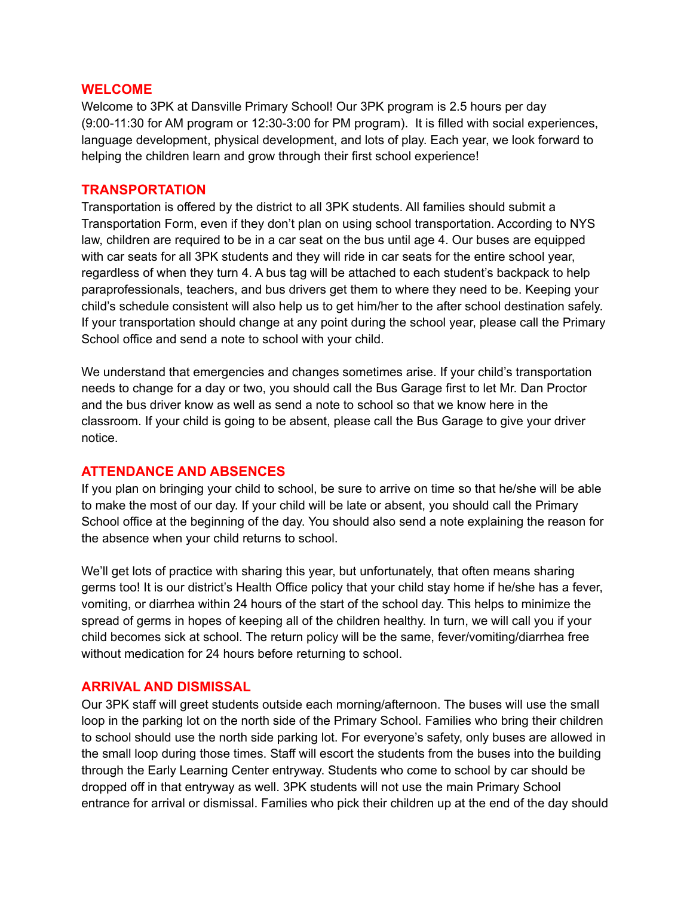## WELCOME

Welcome to 3PK at Dansville Primary School! Our 3PK program is 2.5 hours per day (9:00-11:30 for AM program or 12:30-3:00 for PM program). It is filled with social experiences, language development, physical development, and lots of play. Each year, we look forward to helping the children learn and grow through their first school experience!

## TRANSPORTATION

Transportation is offered by the district to all 3PK students. All families should submit a Transportation Form, even if they don't plan on using school transportation. According to NYS law, children are required to be in a car seat on the bus until age 4. Our buses are equipped with car seats for all 3PK students and they will ride in car seats for the entire school year, regardless of when they turn 4. A bus tag will be attached to each student's backpack to help paraprofessionals, teachers, and bus drivers get them to where they need to be. Keeping your child's schedule consistent will also help us to get him/her to the after school destination safely. If your transportation should change at any point during the school year, please call the Primary School office and send a note to school with your child.

We understand that emergencies and changes sometimes arise. If your child's transportation needs to change for a day or two, you should call the Bus Garage first to let Mr. Dan Proctor and the bus driver know as well as send a note to school so that we know here in the classroom. If your child is going to be absent, please call the Bus Garage to give your driver notice.

## ATTENDANCE AND ABSENCES

If you plan on bringing your child to school, be sure to arrive on time so that he/she will be able to make the most of our day. If your child will be late or absent, you should call the Primary School office at the beginning of the day. You should also send a note explaining the reason for the absence when your child returns to school.

We'll get lots of practice with sharing this year, but unfortunately, that often means sharing germs too! It is our district's Health Office policy that your child stay home if he/she has a fever, vomiting, or diarrhea within 24 hours of the start of the school day. This helps to minimize the spread of germs in hopes of keeping all of the children healthy. In turn, we will call you if your child becomes sick at school. The return policy will be the same, fever/vomiting/diarrhea free without medication for 24 hours before returning to school.

## ARRIVAL AND DISMISSAL

Our 3PK staff will greet students outside each morning/afternoon. The buses will use the small loop in the parking lot on the north side of the Primary School. Families who bring their children to school should use the north side parking lot. For everyone's safety, only buses are allowed in the small loop during those times. Staff will escort the students from the buses into the building through the Early Learning Center entryway. Students who come to school by car should be dropped off in that entryway as well. 3PK students will not use the main Primary School entrance for arrival or dismissal. Families who pick their children up at the end of the day should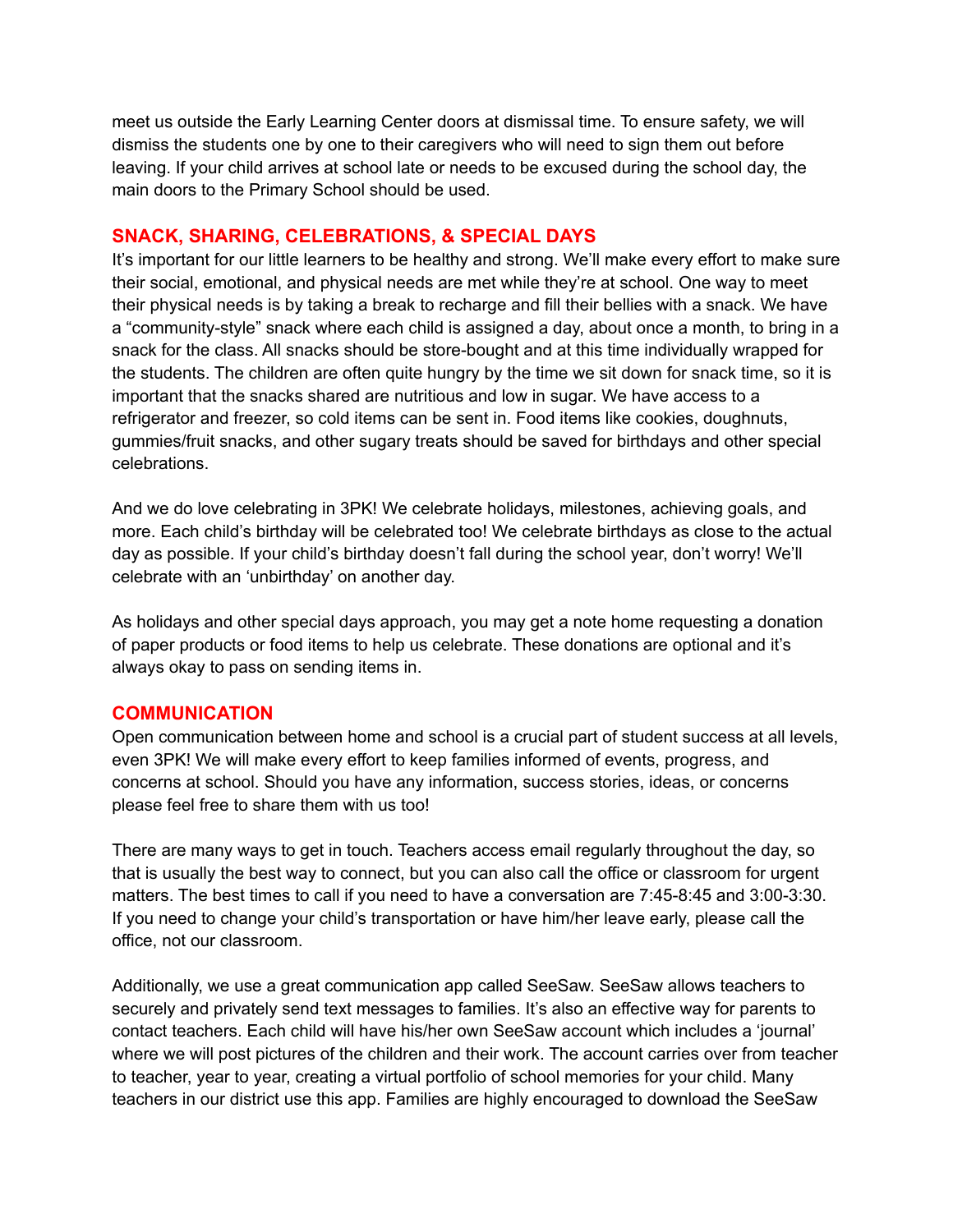meet us outside the Early Learning Center doors at dismissal time. To ensure safety, we will dismiss the students one by one to their caregivers who will need to sign them out before leaving. If your child arrives at school late or needs to be excused during the school day, the main doors to the Primary School should be used.

## SNACK, SHARING, CELEBRATIONS, & SPECIAL DAYS

It's important for our little learners to be healthy and strong. We'll make every effort to make sure their social, emotional, and physical needs are met while they're at school. One way to meet their physical needs is by taking a break to recharge and fill their bellies with a snack. We have a "community-style" snack where each child is assigned a day, about once a month, to bring in a snack for the class. All snacks should be store-bought and at this time individually wrapped for the students. The children are often quite hungry by the time we sit down for snack time, so it is important that the snacks shared are nutritious and low in sugar. We have access to a refrigerator and freezer, so cold items can be sent in. Food items like cookies, doughnuts, gummies/fruit snacks, and other sugary treats should be saved for birthdays and other special celebrations.

And we do love celebrating in 3PK! We celebrate holidays, milestones, achieving goals, and more. Each child's birthday will be celebrated too! We celebrate birthdays as close to the actual day as possible. If your child's birthday doesn't fall during the school year, don't worry! We'll celebrate with an 'unbirthday' on another day.

As holidays and other special days approach, you may get a note home requesting a donation of paper products or food items to help us celebrate. These donations are optional and it's always okay to pass on sending items in.

## COMMUNICATION

Open communication between home and school is a crucial part of student success at all levels, even 3PK! We will make every effort to keep families informed of events, progress, and concerns at school. Should you have any information, success stories, ideas, or concerns please feel free to share them with us too!

There are many ways to get in touch. Teachers access email regularly throughout the day, so that is usually the best way to connect, but you can also call the office or classroom for urgent matters. The best times to call if you need to have a conversation are 7:45-8:45 and 3:00-3:30. If you need to change your child's transportation or have him/her leave early, please call the office, not our classroom.

Additionally, we use a great communication app called SeeSaw. SeeSaw allows teachers to securely and privately send text messages to families. It's also an effective way for parents to contact teachers. Each child will have his/her own SeeSaw account which includes a 'journal' where we will post pictures of the children and their work. The account carries over from teacher to teacher, year to year, creating a virtual portfolio of school memories for your child. Many teachers in our district use this app. Families are highly encouraged to download the SeeSaw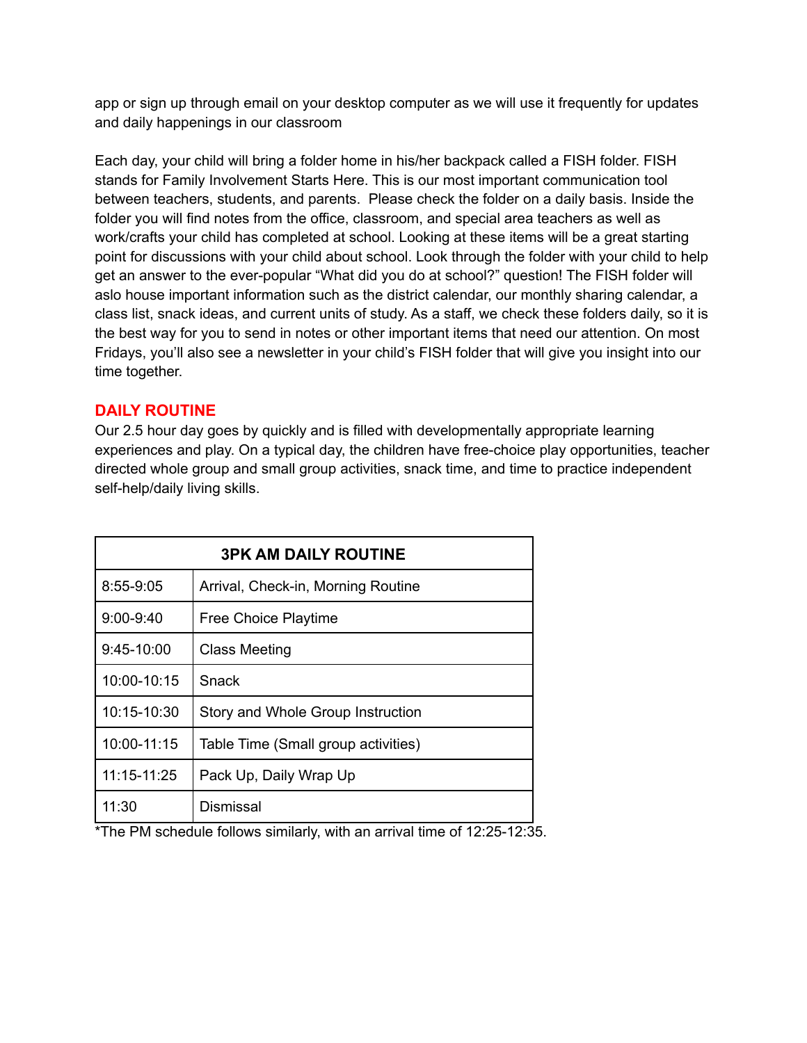app or sign up through email on your desktop computer as we will use it frequently for updates and daily happenings in our classroom

Each day, your child will bring a folder home in his/her backpack called a FISH folder. FISH stands for Family Involvement Starts Here. This is our most important communication tool between teachers, students, and parents. Please check the folder on a daily basis. Inside the folder you will find notes from the office, classroom, and special area teachers as well as work/crafts your child has completed at school. Looking at these items will be a great starting point for discussions with your child about school. Look through the folder with your child to help get an answer to the ever-popular "What did you do at school?" question! The FISH folder will aslo house important information such as the district calendar, our monthly sharing calendar, a class list, snack ideas, and current units of study. As a staff, we check these folders daily, so it is the best way for you to send in notes or other important items that need our attention. On most Fridays, you'll also see a newsletter in your child's FISH folder that will give you insight into our time together.

## DAILY ROUTINE

Our 2.5 hour day goes by quickly and is filled with developmentally appropriate learning experiences and play. On a typical day, the children have free-choice play opportunities, teacher directed whole group and small group activities, snack time, and time to practice independent self-help/daily living skills.

| **3PK AM DAILY ROUTINE** | |
|---|---|
| 8:55-9:05 | Arrival, Check-in, Morning Routine |
| 9:00-9:40 | Free Choice Playtime |
| 9:45-10:00 | Class Meeting |
| 10:00-10:15 | Snack |
| 10:15-10:30 | Story and Whole Group Instruction |
| 10:00-11:15 | Table Time (Small group activities) |
| 11:15-11:25 | Pack Up, Daily Wrap Up |
| 11:30 | Dismissal |

*The PM schedule follows similarly, with an arrival time of 12:25-12:35.